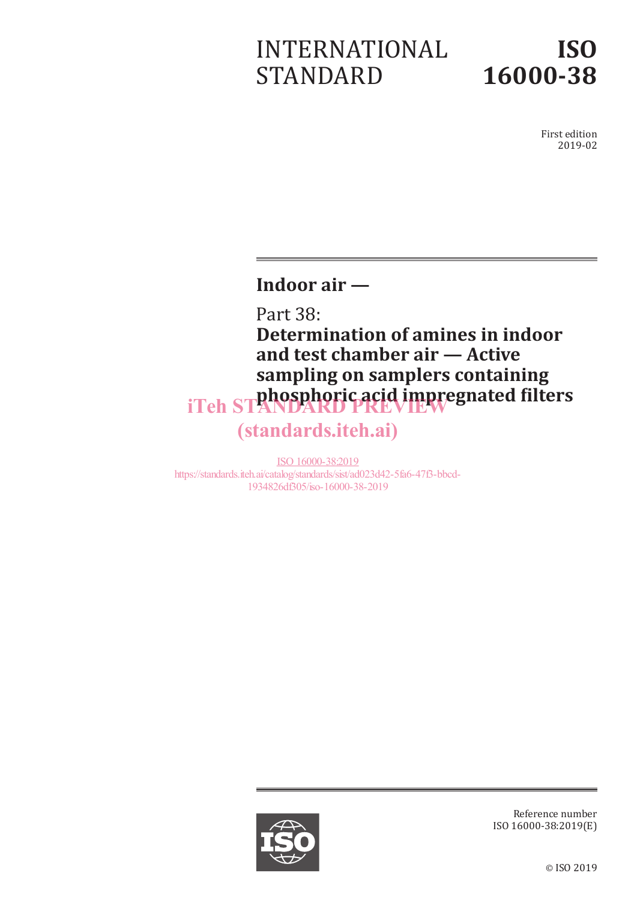# INTERNATIONAL STANDARD

# ISO 16000-38

First edition
2019-02

## Indoor air —

## Part 38:
## Determination of amines in indoor and test chamber air — Active sampling on samplers containing phosphoric acid impregnated filters

iTeh STANDARD PREVIEW
(standards.iteh.ai)

ISO 16000-38:2019
https://standards.iteh.ai/catalog/standards/sist/ad023d42-5fa6-47f3-bbcd-1934826df305/iso-16000-38-2019

Reference number
ISO 16000-38:2019(E)

© ISO 2019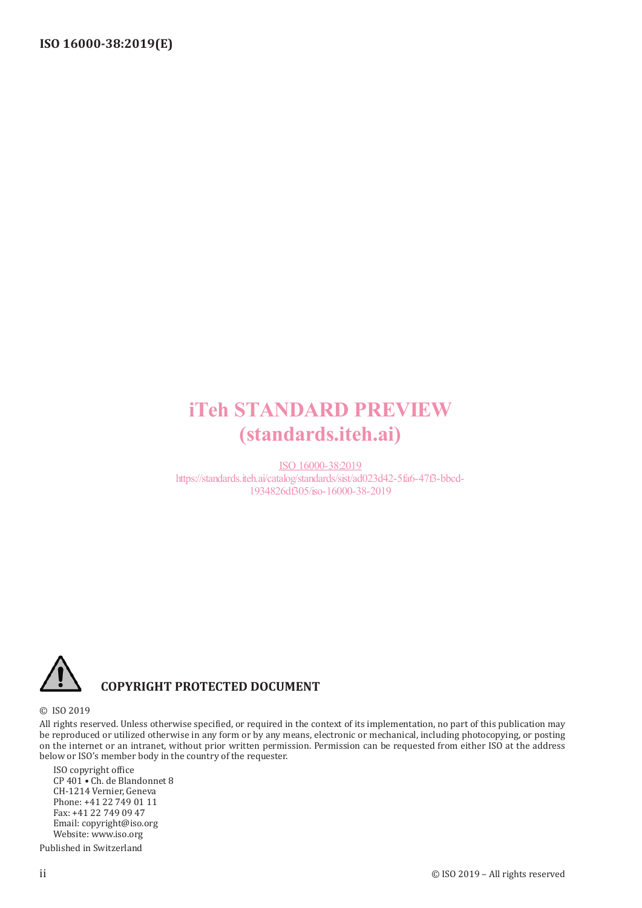iTeh STANDARD PREVIEW
(standards.iteh.ai)

ISO 16000-38:2019
https://standards.iteh.ai/catalog/standards/sist/ad023d42-5fa6-47f3-bbcd-1934826df305/iso-16000-38-2019

**COPYRIGHT PROTECTED DOCUMENT**

© ISO 2019

All rights reserved. Unless otherwise specified, or required in the context of its implementation, no part of this publication may be reproduced or utilized otherwise in any form or by any means, electronic or mechanical, including photocopying, or posting on the internet or an intranet, without prior written permission. Permission can be requested from either ISO at the address below or ISO's member body in the country of the requester.

ISO copyright office
CP 401 • Ch. de Blandonnet 8
CH-1214 Vernier, Geneva
Phone: +41 22 749 01 11
Fax: +41 22 749 09 47
Email: copyright@iso.org
Website: www.iso.org

Published in Switzerland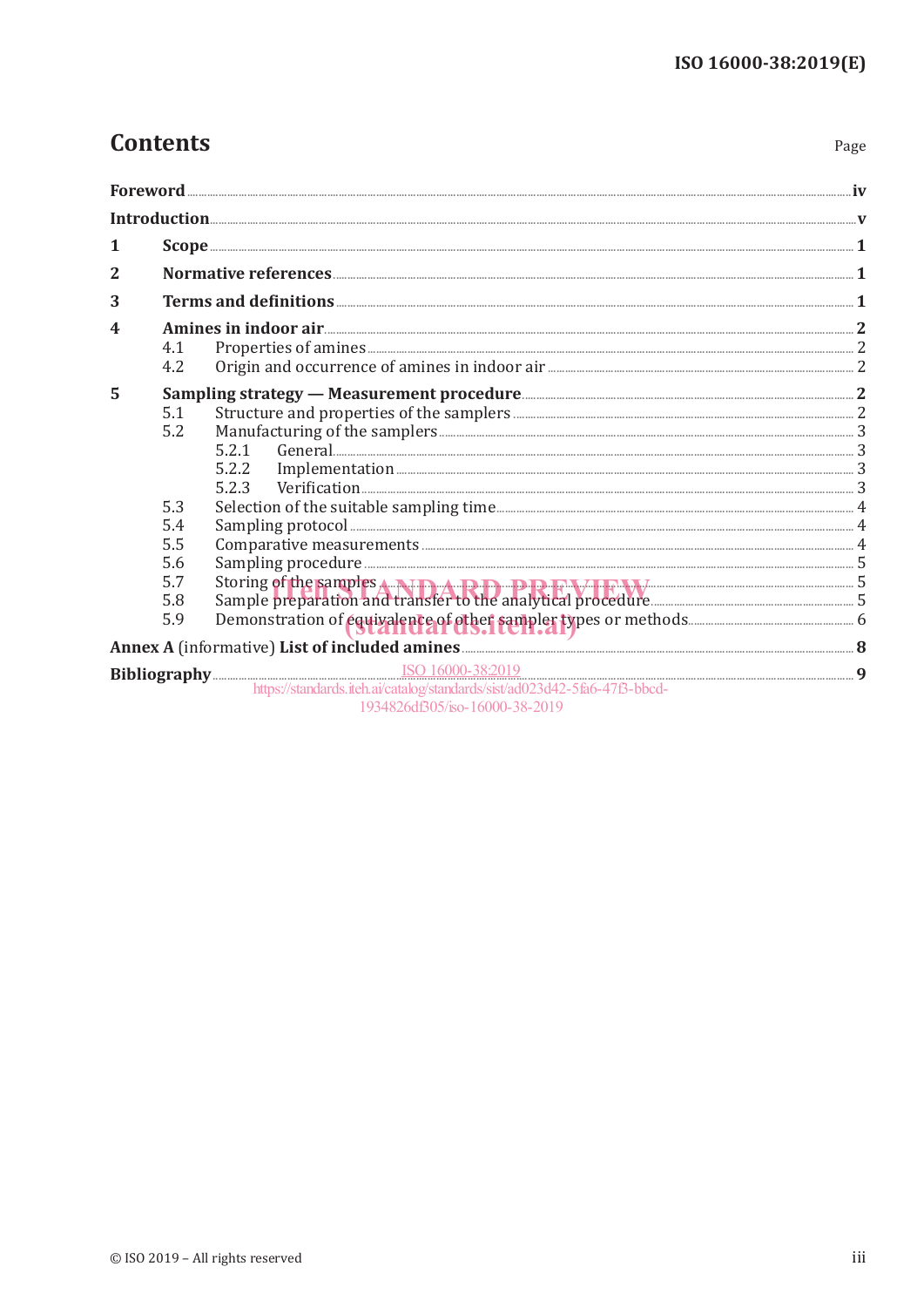# Contents

Page

**Foreword** ... iv

**Introduction** ... v

**1 Scope** ... 1

**2 Normative references** ... 1

**3 Terms and definitions** ... 1

**4 Amines in indoor air** ... 2

- 4.1 Properties of amines ... 2
- 4.2 Origin and occurrence of amines in indoor air ... 2

**5 Sampling strategy — Measurement procedure** ... 2

- 5.1 Structure and properties of the samplers ... 2
- 5.2 Manufacturing of the samplers ... 3
  - 5.2.1 General ... 3
  - 5.2.2 Implementation ... 3
  - 5.2.3 Verification ... 3
- 5.3 Selection of the suitable sampling time ... 4
- 5.4 Sampling protocol ... 4
- 5.5 Comparative measurements ... 4
- 5.6 Sampling procedure ... 5
- 5.7 Storing of the samples ... 5
- 5.8 Sample preparation and transfer to the analytical procedure ... 5
- 5.9 Demonstration of equivalence of other sampler types or methods ... 6

**Annex A** (informative) **List of included amines** ... 8

**Bibliography** ... 9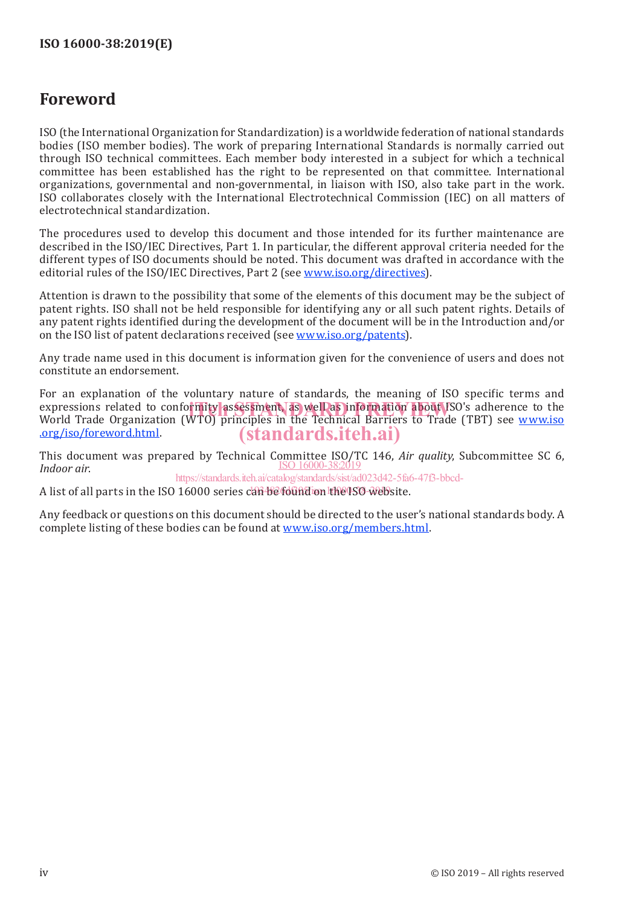# Foreword

ISO (the International Organization for Standardization) is a worldwide federation of national standards bodies (ISO member bodies). The work of preparing International Standards is normally carried out through ISO technical committees. Each member body interested in a subject for which a technical committee has been established has the right to be represented on that committee. International organizations, governmental and non-governmental, in liaison with ISO, also take part in the work. ISO collaborates closely with the International Electrotechnical Commission (IEC) on all matters of electrotechnical standardization.

The procedures used to develop this document and those intended for its further maintenance are described in the ISO/IEC Directives, Part 1. In particular, the different approval criteria needed for the different types of ISO documents should be noted. This document was drafted in accordance with the editorial rules of the ISO/IEC Directives, Part 2 (see www.iso.org/directives).

Attention is drawn to the possibility that some of the elements of this document may be the subject of patent rights. ISO shall not be held responsible for identifying any or all such patent rights. Details of any patent rights identified during the development of the document will be in the Introduction and/or on the ISO list of patent declarations received (see www.iso.org/patents).

Any trade name used in this document is information given for the convenience of users and does not constitute an endorsement.

For an explanation of the voluntary nature of standards, the meaning of ISO specific terms and expressions related to conformity assessment, as well as information about ISO's adherence to the World Trade Organization (WTO) principles in the Technical Barriers to Trade (TBT) see www.iso.org/iso/foreword.html.

This document was prepared by Technical Committee ISO/TC 146, *Air quality*, Subcommittee SC 6, *Indoor air*.

A list of all parts in the ISO 16000 series can be found on the ISO website.

Any feedback or questions on this document should be directed to the user's national standards body. A complete listing of these bodies can be found at www.iso.org/members.html.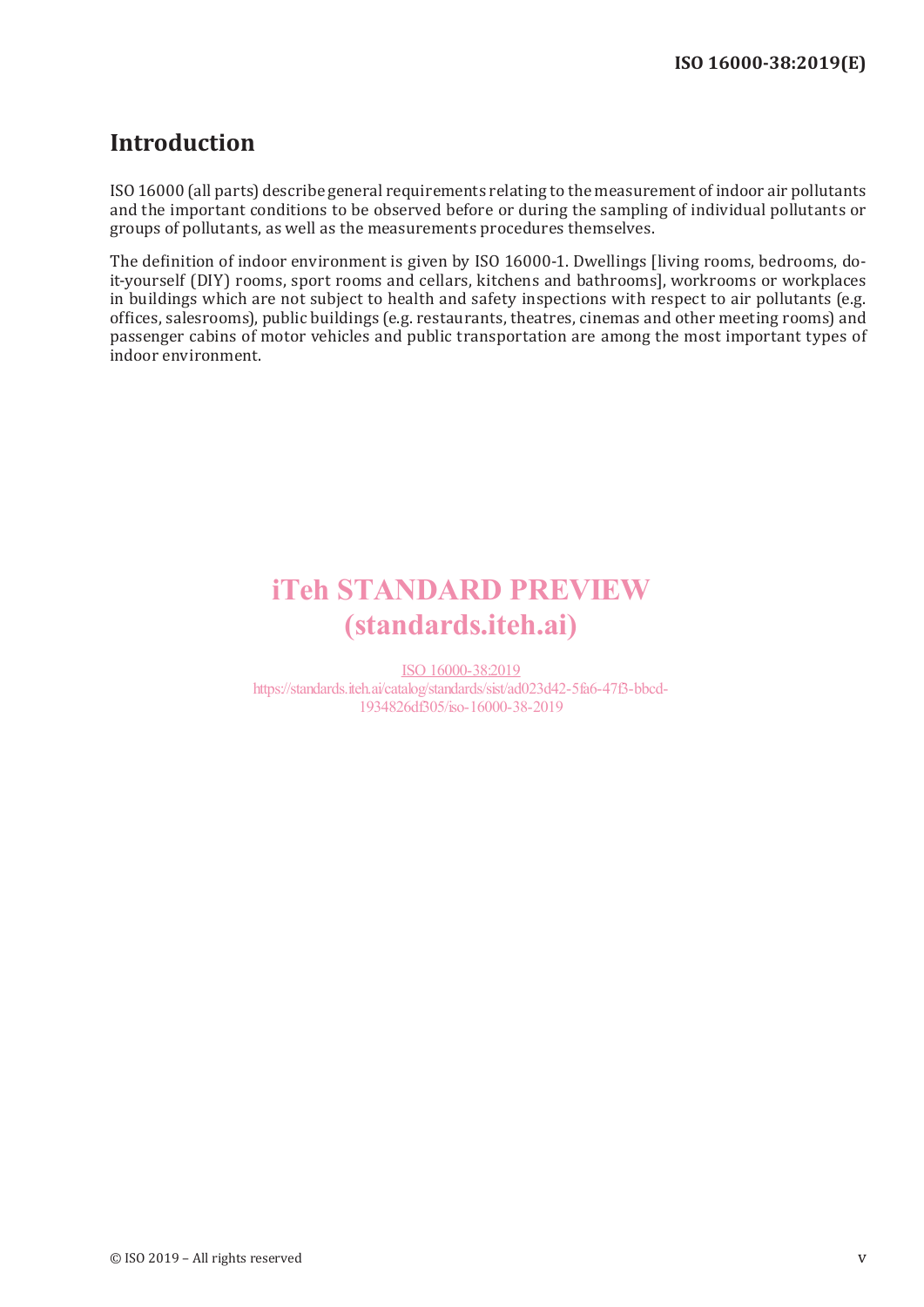# Introduction

ISO 16000 (all parts) describe general requirements relating to the measurement of indoor air pollutants and the important conditions to be observed before or during the sampling of individual pollutants or groups of pollutants, as well as the measurements procedures themselves.

The definition of indoor environment is given by ISO 16000-1. Dwellings [living rooms, bedrooms, do-it-yourself (DIY) rooms, sport rooms and cellars, kitchens and bathrooms], workrooms or workplaces in buildings which are not subject to health and safety inspections with respect to air pollutants (e.g. offices, salesrooms), public buildings (e.g. restaurants, theatres, cinemas and other meeting rooms) and passenger cabins of motor vehicles and public transportation are among the most important types of indoor environment.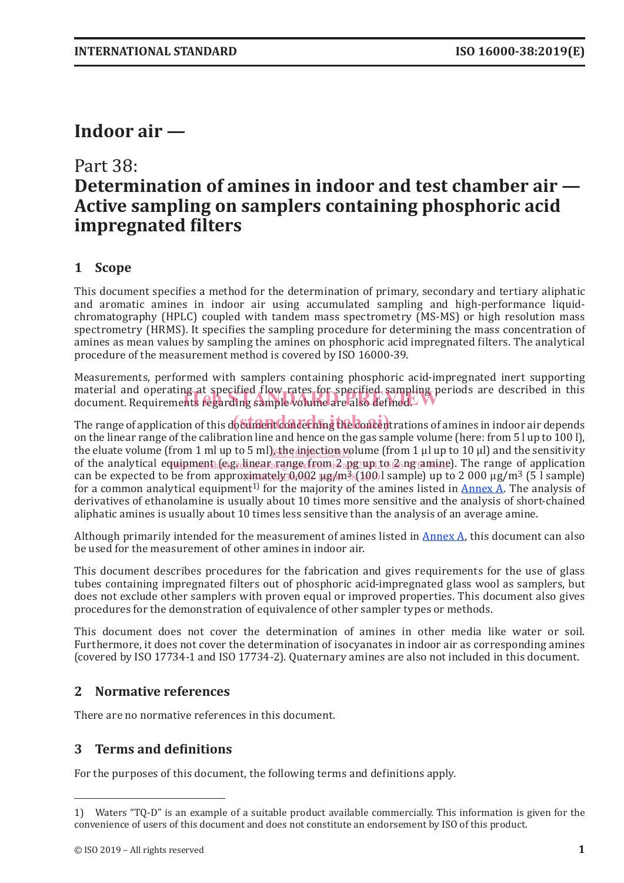# Indoor air —

## Part 38:
## Determination of amines in indoor and test chamber air — Active sampling on samplers containing phosphoric acid impregnated filters

## 1 Scope

This document specifies a method for the determination of primary, secondary and tertiary aliphatic and aromatic amines in indoor air using accumulated sampling and high-performance liquid-chromatography (HPLC) coupled with tandem mass spectrometry (MS-MS) or high resolution mass spectrometry (HRMS). It specifies the sampling procedure for determining the mass concentration of amines as mean values by sampling the amines on phosphoric acid impregnated filters. The analytical procedure of the measurement method is covered by ISO 16000-39.

Measurements, performed with samplers containing phosphoric acid-impregnated inert supporting material and operating at specified flow rates for specified sampling periods are described in this document. Requirements regarding sample volume are also defined.

The range of application of this document concerning the concentrations of amines in indoor air depends on the linear range of the calibration line and hence on the gas sample volume (here: from 5 l up to 100 l), the eluate volume (from 1 ml up to 5 ml), the injection volume (from 1 µl up to 10 µl) and the sensitivity of the analytical equipment (e.g. linear range from 2 pg up to 2 ng amine). The range of application can be expected to be from approximately 0,002 µg/m³ (100 l sample) up to 2 000 µg/m³ (5 l sample) for a common analytical equipment[1)] for the majority of the amines listed in Annex A. The analysis of derivatives of ethanolamine is usually about 10 times more sensitive and the analysis of short-chained aliphatic amines is usually about 10 times less sensitive than the analysis of an average amine.

Although primarily intended for the measurement of amines listed in Annex A, this document can also be used for the measurement of other amines in indoor air.

This document describes procedures for the fabrication and gives requirements for the use of glass tubes containing impregnated filters out of phosphoric acid-impregnated glass wool as samplers, but does not exclude other samplers with proven equal or improved properties. This document also gives procedures for the demonstration of equivalence of other sampler types or methods.

This document does not cover the determination of amines in other media like water or soil. Furthermore, it does not cover the determination of isocyanates in indoor air as corresponding amines (covered by ISO 17734-1 and ISO 17734-2). Quaternary amines are also not included in this document.

## 2 Normative references

There are no normative references in this document.

## 3 Terms and definitions

For the purposes of this document, the following terms and definitions apply.

---

1) Waters "TQ-D" is an example of a suitable product available commercially. This information is given for the convenience of users of this document and does not constitute an endorsement by ISO of this product.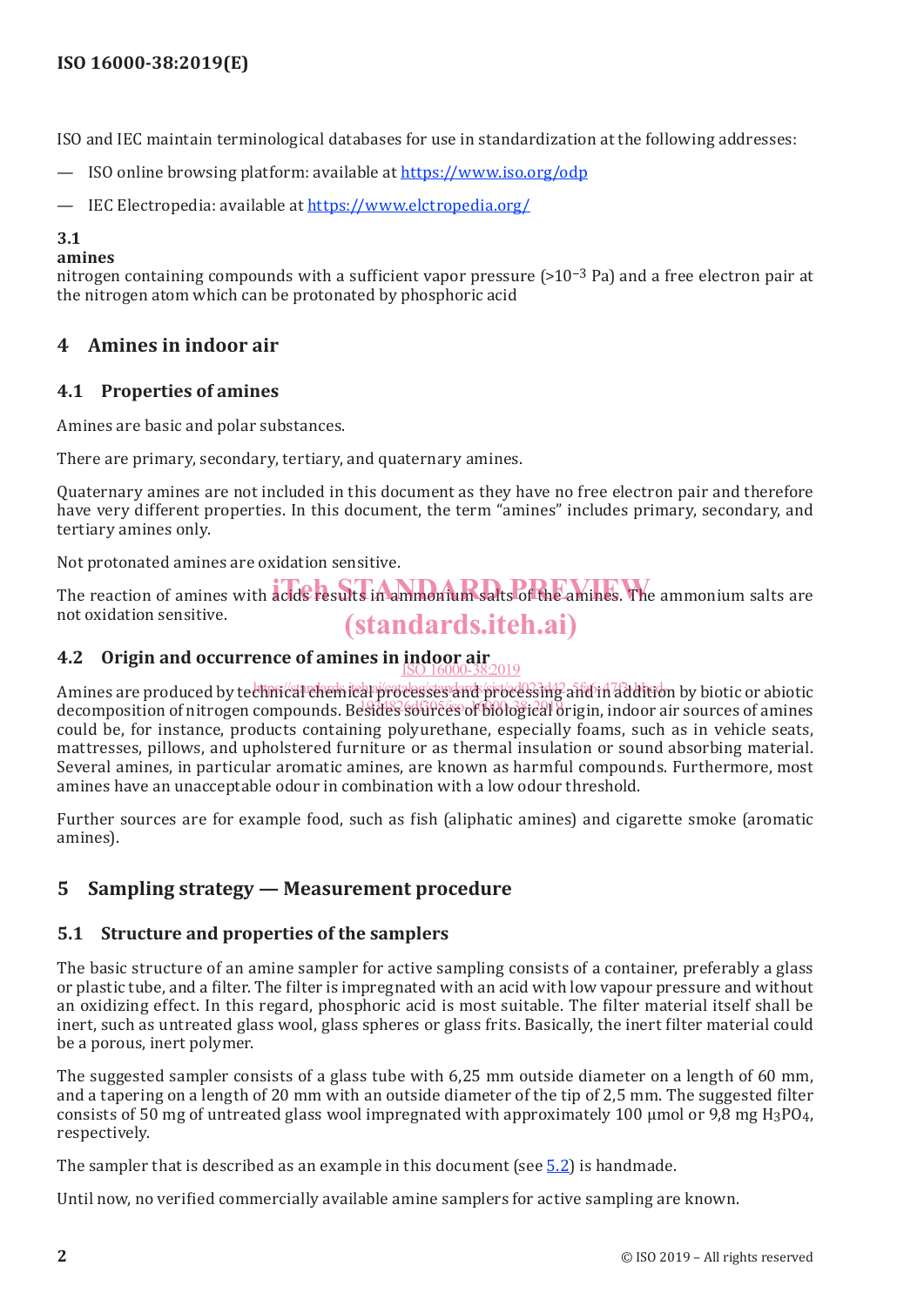ISO and IEC maintain terminological databases for use in standardization at the following addresses:

— ISO online browsing platform: available at https://www.iso.org/odp

— IEC Electropedia: available at https://www.elctropedia.org/

**3.1**
**amines**
nitrogen containing compounds with a sufficient vapor pressure (>$10^{-3}$ Pa) and a free electron pair at the nitrogen atom which can be protonated by phosphoric acid

## 4 Amines in indoor air

### 4.1 Properties of amines

Amines are basic and polar substances.

There are primary, secondary, tertiary, and quaternary amines.

Quaternary amines are not included in this document as they have no free electron pair and therefore have very different properties. In this document, the term "amines" includes primary, secondary, and tertiary amines only.

Not protonated amines are oxidation sensitive.

The reaction of amines with acids results in ammonium salts of the amines. The ammonium salts are not oxidation sensitive.

### 4.2 Origin and occurrence of amines in indoor air

Amines are produced by technical chemical processes and processing and in addition by biotic or abiotic decomposition of nitrogen compounds. Besides sources of biological origin, indoor air sources of amines could be, for instance, products containing polyurethane, especially foams, such as in vehicle seats, mattresses, pillows, and upholstered furniture or as thermal insulation or sound absorbing material. Several amines, in particular aromatic amines, are known as harmful compounds. Furthermore, most amines have an unacceptable odour in combination with a low odour threshold.

Further sources are for example food, such as fish (aliphatic amines) and cigarette smoke (aromatic amines).

## 5 Sampling strategy — Measurement procedure

### 5.1 Structure and properties of the samplers

The basic structure of an amine sampler for active sampling consists of a container, preferably a glass or plastic tube, and a filter. The filter is impregnated with an acid with low vapour pressure and without an oxidizing effect. In this regard, phosphoric acid is most suitable. The filter material itself shall be inert, such as untreated glass wool, glass spheres or glass frits. Basically, the inert filter material could be a porous, inert polymer.

The suggested sampler consists of a glass tube with 6,25 mm outside diameter on a length of 60 mm, and a tapering on a length of 20 mm with an outside diameter of the tip of 2,5 mm. The suggested filter consists of 50 mg of untreated glass wool impregnated with approximately 100 µmol or 9,8 mg $H_3PO_4$, respectively.

The sampler that is described as an example in this document (see 5.2) is handmade.

Until now, no verified commercially available amine samplers for active sampling are known.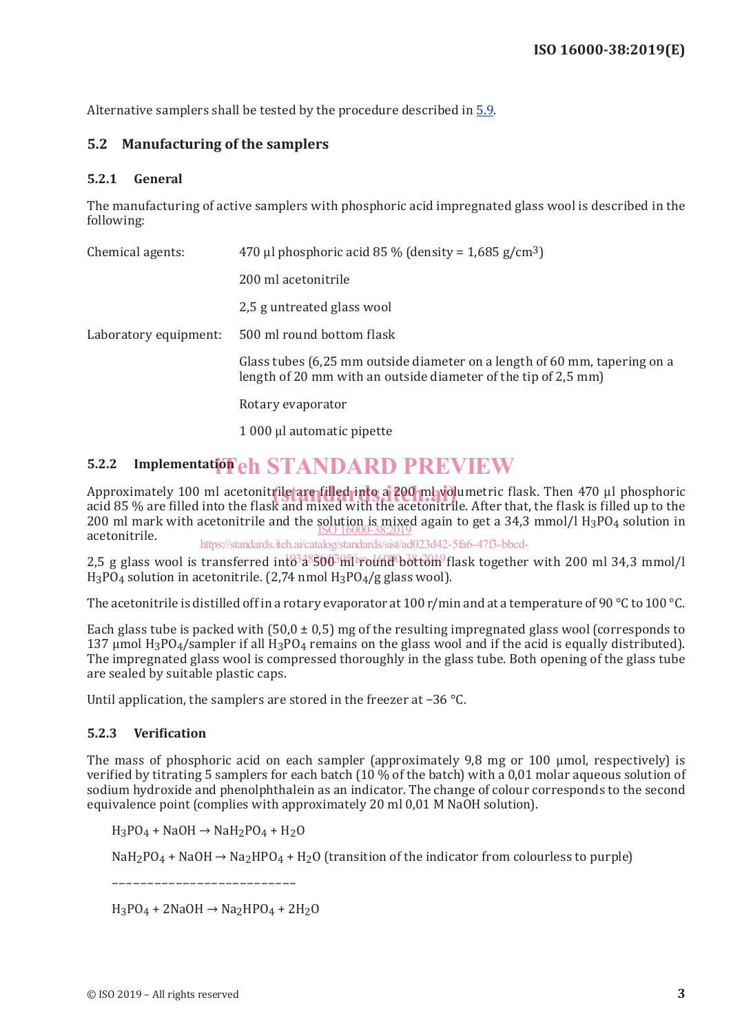Alternative samplers shall be tested by the procedure described in 5.9.

## 5.2 Manufacturing of the samplers

### 5.2.1 General

The manufacturing of active samplers with phosphoric acid impregnated glass wool is described in the following:

| | |
|---|---|
| Chemical agents: | 470 µl phosphoric acid 85 % (density = 1,685 g/cm$^3$) |
| | 200 ml acetonitrile |
| | 2,5 g untreated glass wool |
| Laboratory equipment: | 500 ml round bottom flask |
| | Glass tubes (6,25 mm outside diameter on a length of 60 mm, tapering on a length of 20 mm with an outside diameter of the tip of 2,5 mm) |
| | Rotary evaporator |
| | 1 000 µl automatic pipette |

### 5.2.2 Implementation

Approximately 100 ml acetonitrile are filled into a 200 ml volumetric flask. Then 470 µl phosphoric acid 85 % are filled into the flask and mixed with the acetonitrile. After that, the flask is filled up to the 200 ml mark with acetonitrile and the solution is mixed again to get a 34,3 mmol/l $H_3PO_4$ solution in acetonitrile.

2,5 g glass wool is transferred into a 500 ml round bottom flask together with 200 ml 34,3 mmol/l $H_3PO_4$ solution in acetonitrile. (2,74 nmol $H_3PO_4$/g glass wool).

The acetonitrile is distilled off in a rotary evaporator at 100 r/min and at a temperature of 90 °C to 100 °C.

Each glass tube is packed with (50,0 ± 0,5) mg of the resulting impregnated glass wool (corresponds to 137 µmol $H_3PO_4$/sampler if all $H_3PO_4$ remains on the glass wool and if the acid is equally distributed). The impregnated glass wool is compressed thoroughly in the glass tube. Both opening of the glass tube are sealed by suitable plastic caps.

Until application, the samplers are stored in the freezer at −36 °C.

### 5.2.3 Verification

The mass of phosphoric acid on each sampler (approximately 9,8 mg or 100 µmol, respectively) is verified by titrating 5 samplers for each batch (10 % of the batch) with a 0,01 molar aqueous solution of sodium hydroxide and phenolphthalein as an indicator. The change of colour corresponds to the second equivalence point (complies with approximately 20 ml 0,01 M NaOH solution).

$H_3PO_4 + NaOH \rightarrow NaH_2PO_4 + H_2O$

$NaH_2PO_4 + NaOH \rightarrow Na_2HPO_4 + H_2O$ (transition of the indicator from colourless to purple)

---

$H_3PO_4 + 2NaOH \rightarrow Na_2HPO_4 + 2H_2O$